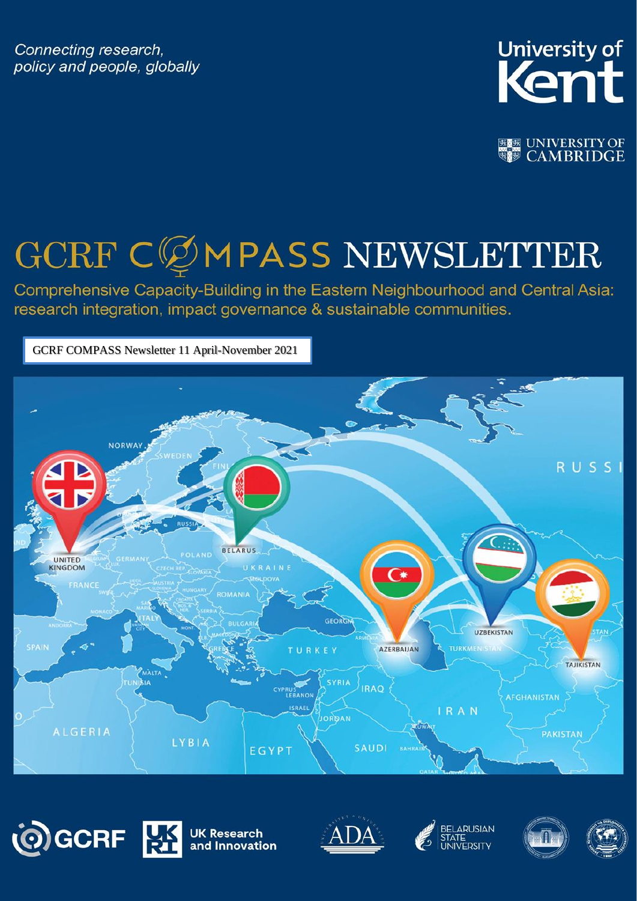*Connecting research, policy and people, globally*

University of Kent

UNIVERSITY OF CAMBRIDGE

# GCRF COMPASS NEWSLETTER

Comprehensive Capacity-Building in the Eastern Neighbourhood and Central Asia: research integration, impact governance & sustainable communities.

GCRF COMPASS Newsletter 11 April-November 2021

GCRF | UK Research and Innovation | ADA | BELARUSIAN STATE UNIVERSITY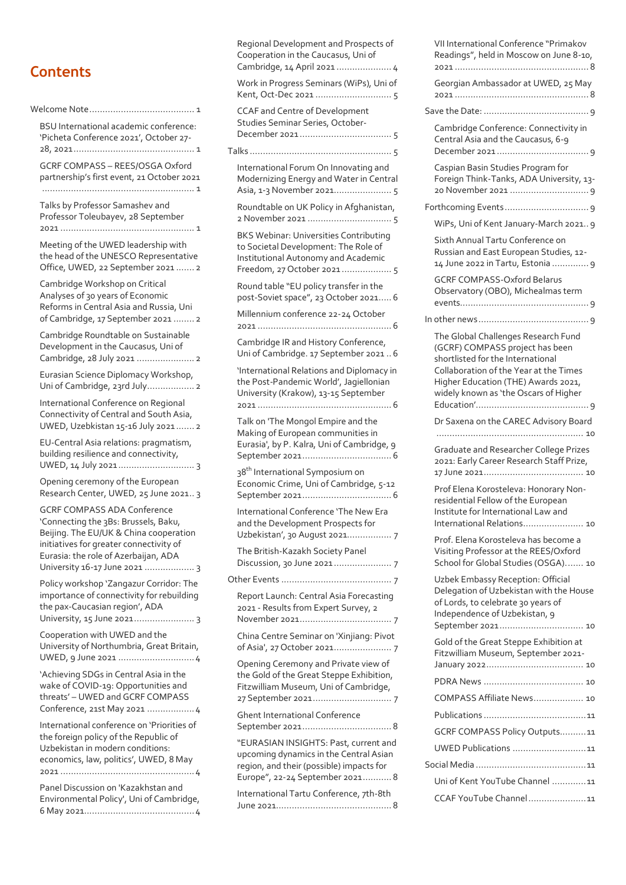# Contents

- Welcome Note .......... 1
  - BSU International academic conference: 'Picheta Conference 2021', October 27-28, 2021 .......... 1
  - GCRF COMPASS – REES/OSGA Oxford partnership's first event, 21 October 2021 .......... 1
  - Talks by Professor Samashev and Professor Toleubayev, 28 September 2021 .......... 1
  - Meeting of the UWED leadership with the head of the UNESCO Representative Office, UWED, 22 September 2021 .......... 2
  - Cambridge Workshop on Critical Analyses of 30 years of Economic Reforms in Central Asia and Russia, Uni of Cambridge, 17 September 2021 .......... 2
  - Cambridge Roundtable on Sustainable Development in the Caucasus, Uni of Cambridge, 28 July 2021 .......... 2
  - Eurasian Science Diplomacy Workshop, Uni of Cambridge, 23rd July .......... 2
  - International Conference on Regional Connectivity of Central and South Asia, UWED, Uzbekistan 15-16 July 2021 .......... 2
  - EU-Central Asia relations: pragmatism, building resilience and connectivity, UWED, 14 July 2021 .......... 3
  - Opening ceremony of the European Research Center, UWED, 25 June 2021 .......... 3
  - GCRF COMPASS ADA Conference 'Connecting the 3Bs: Brussels, Baku, Beijing. The EU/UK & China cooperation initiatives for greater connectivity of Eurasia: the role of Azerbaijan, ADA University 16-17 June 2021 .......... 3
  - Policy workshop 'Zangazur Corridor: The importance of connectivity for rebuilding the pax-Caucasian region', ADA University, 15 June 2021 .......... 3
  - Cooperation with UWED and the University of Northumbria, Great Britain, UWED, 9 June 2021 .......... 4
  - 'Achieving SDGs in Central Asia in the wake of COVID-19: Opportunities and threats' – UWED and GCRF COMPASS Conference, 21st May 2021 .......... 4
  - International conference on 'Priorities of the foreign policy of the Republic of Uzbekistan in modern conditions: economics, law, politics', UWED, 8 May 2021 .......... 4
  - Panel Discussion on 'Kazakhstan and Environmental Policy', Uni of Cambridge, 6 May 2021 .......... 4
  - Regional Development and Prospects of Cooperation in the Caucasus, Uni of Cambridge, 14 April 2021 .......... 4
  - Work in Progress Seminars (WiPs), Uni of Kent, Oct-Dec 2021 .......... 5
  - CCAF and Centre of Development Studies Seminar Series, October-December 2021 .......... 5
- Talks .......... 5
  - International Forum On Innovating and Modernizing Energy and Water in Central Asia, 1-3 November 2021 .......... 5
  - Roundtable on UK Policy in Afghanistan, 2 November 2021 .......... 5
  - BKS Webinar: Universities Contributing to Societal Development: The Role of Institutional Autonomy and Academic Freedom, 27 October 2021 .......... 5
  - Round table "EU policy transfer in the post-Soviet space", 23 October 2021 .......... 6
  - Millennium conference 22-24 October 2021 .......... 6
  - Cambridge IR and History Conference, Uni of Cambridge. 17 September 2021 .......... 6
  - 'International Relations and Diplomacy in the Post-Pandemic World', Jagiellonian University (Krakow), 13-15 September 2021 .......... 6
  - Talk on 'The Mongol Empire and the Making of European communities in Eurasia', by P. Kalra, Uni of Cambridge, 9 September 2021 .......... 6
  - 38th International Symposium on Economic Crime, Uni of Cambridge, 5-12 September 2021 .......... 6
  - International Conference 'The New Era and the Development Prospects for Uzbekistan', 30 August 2021 .......... 7
  - The British-Kazakh Society Panel Discussion, 30 June 2021 .......... 7
- Other Events .......... 7
  - Report Launch: Central Asia Forecasting 2021 - Results from Expert Survey, 2 November 2021 .......... 7
  - China Centre Seminar on 'Xinjiang: Pivot of Asia', 27 October 2021 .......... 7
  - Opening Ceremony and Private view of the Gold of the Great Steppe Exhibition, Fitzwilliam Museum, Uni of Cambridge, 27 September 2021 .......... 7
  - Ghent International Conference September 2021 .......... 8
  - "EURASIAN INSIGHTS: Past, current and upcoming dynamics in the Central Asian region, and their (possible) impacts for Europe", 22-24 September 2021 .......... 8
  - International Tartu Conference, 7th-8th June 2021 .......... 8
  - VII International Conference "Primakov Readings", held in Moscow on June 8-10, 2021 .......... 8
  - Georgian Ambassador at UWED, 25 May 2021 .......... 8
- Save the Date: .......... 9
  - Cambridge Conference: Connectivity in Central Asia and the Caucasus, 6-9 December 2021 .......... 9
  - Caspian Basin Studies Program for Foreign Think-Tanks, ADA University, 13-20 November 2021 .......... 9
- Forthcoming Events .......... 9
  - WiPs, Uni of Kent January-March 2021 .......... 9
  - Sixth Annual Tartu Conference on Russian and East European Studies, 12-14 June 2022 in Tartu, Estonia .......... 9
  - GCRF COMPASS-Oxford Belarus Observatory (OBO), Michealmas term events .......... 9
- In other news .......... 9
  - The Global Challenges Research Fund (GCRF) COMPASS project has been shortlisted for the International Collaboration of the Year at the Times Higher Education (THE) Awards 2021, widely known as 'the Oscars of Higher Education' .......... 9
  - Dr Saxena on the CAREC Advisory Board .......... 10
  - Graduate and Researcher College Prizes 2021: Early Career Research Staff Prize, 17 June 2021 .......... 10
  - Prof Elena Korosteleva: Honorary Non-residential Fellow of the European Institute for International Law and International Relations .......... 10
  - Prof. Elena Korosteleva has become a Visiting Professor at the REES/Oxford School for Global Studies (OSGA) .......... 10
  - Uzbek Embassy Reception: Official Delegation of Uzbekistan with the House of Lords, to celebrate 30 years of Independence of Uzbekistan, 9 September 2021 .......... 10
  - Gold of the Great Steppe Exhibition at Fitzwilliam Museum, September 2021-January 2022 .......... 10
  - PDRA News .......... 10
  - COMPASS Affiliate News .......... 10
  - Publications .......... 11
  - GCRF COMPASS Policy Outputs .......... 11
  - UWED Publications .......... 11
- Social Media .......... 11
  - Uni of Kent YouTube Channel .......... 11
  - CCAF YouTube Channel .......... 11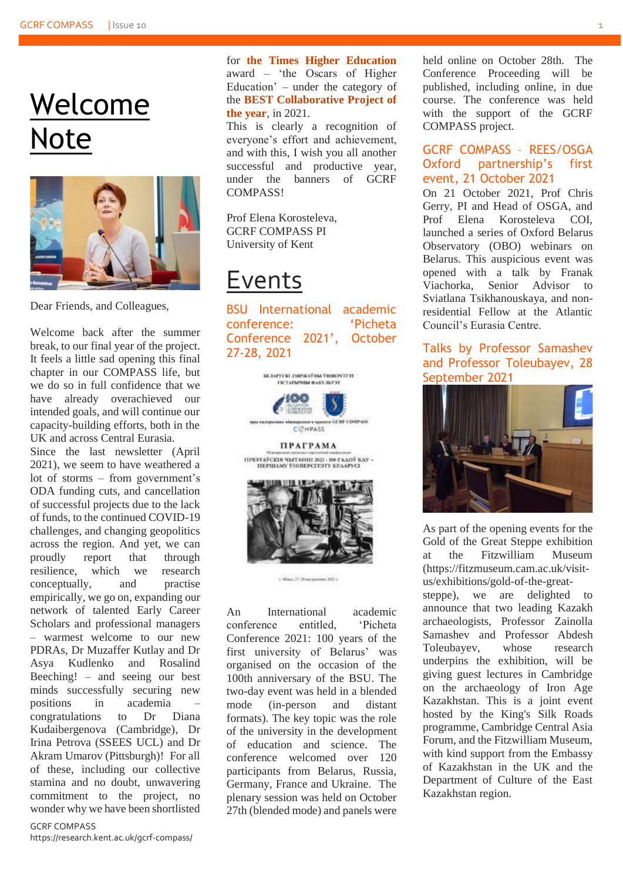# Welcome Note

Dear Friends, and Colleagues,

Welcome back after the summer break, to our final year of the project. It feels a little sad opening this final chapter in our COMPASS life, but we do so in full confidence that we have already overachieved our intended goals, and will continue our capacity-building efforts, both in the UK and across Central Eurasia.

Since the last newsletter (April 2021), we seem to have weathered a lot of storms – from government's ODA funding cuts, and cancellation of successful projects due to the lack of funds, to the continued COVID-19 challenges, and changing geopolitics across the region. And yet, we can proudly report that through resilience, which we research conceptually, and practise empirically, we go on, expanding our network of talented Early Career Scholars and professional managers – warmest welcome to our new PDRAs, Dr Muzaffer Kutlay and Dr Asya Kudlenko and Rosalind Beeching! – and seeing our best minds successfully securing new positions in academia – congratulations to Dr Diana Kudaibergenova (Cambridge), Dr Irina Petrova (SSEES UCL) and Dr Akram Umarov (Pittsburgh)! For all of these, including our collective stamina and no doubt, unwavering commitment to the project, no wonder why we have been shortlisted for **the Times Higher Education** award – 'the Oscars of Higher Education' – under the category of the **BEST Collaborative Project of the year**, in 2021.

This is clearly a recognition of everyone's effort and achievement, and with this, I wish you all another successful and productive year, under the banners of GCRF COMPASS!

Prof Elena Korosteleva,
GCRF COMPASS PI
University of Kent

# Events

## BSU International academic conference: 'Picheta Conference 2021', October 27-28, 2021

An International academic conference entitled, 'Picheta Conference 2021: 100 years of the first university of Belarus' was organised on the occasion of the 100th anniversary of the BSU. The two-day event was held in a blended mode (in-person and distant formats). The key topic was the role of the university in the development of education and science. The conference welcomed over 120 participants from Belarus, Russia, Germany, France and Ukraine. The plenary session was held on October 27th (blended mode) and panels were held online on October 28th. The Conference Proceeding will be published, including online, in due course. The conference was held with the support of the GCRF COMPASS project.

## GCRF COMPASS – REES/OSGA Oxford partnership's first event, 21 October 2021

On 21 October 2021, Prof Chris Gerry, PI and Head of OSGA, and Prof Elena Korosteleva COI, launched a series of Oxford Belarus Observatory (OBO) webinars on Belarus. This auspicious event was opened with a talk by Franak Viachorka, Senior Advisor to Sviatlana Tsikhanouskaya, and non-residential Fellow at the Atlantic Council's Eurasia Centre.

## Talks by Professor Samashev and Professor Toleubayev, 28 September 2021

As part of the opening events for the Gold of the Great Steppe exhibition at the Fitzwilliam Museum (https://fitzmuseum.cam.ac.uk/visit-us/exhibitions/gold-of-the-great-steppe), we are delighted to announce that two leading Kazakh archaeologists, Professor Zainolla Samashev and Professor Abdesh Toleubayev, whose research underpins the exhibition, will be giving guest lectures in Cambridge on the archaeology of Iron Age Kazakhstan. This is a joint event hosted by the King's Silk Roads programme, Cambridge Central Asia Forum, and the Fitzwilliam Museum, with kind support from the Embassy of Kazakhstan in the UK and the Department of Culture of the East Kazakhstan region.

GCRF COMPASS
https://research.kent.ac.uk/gcrf-compass/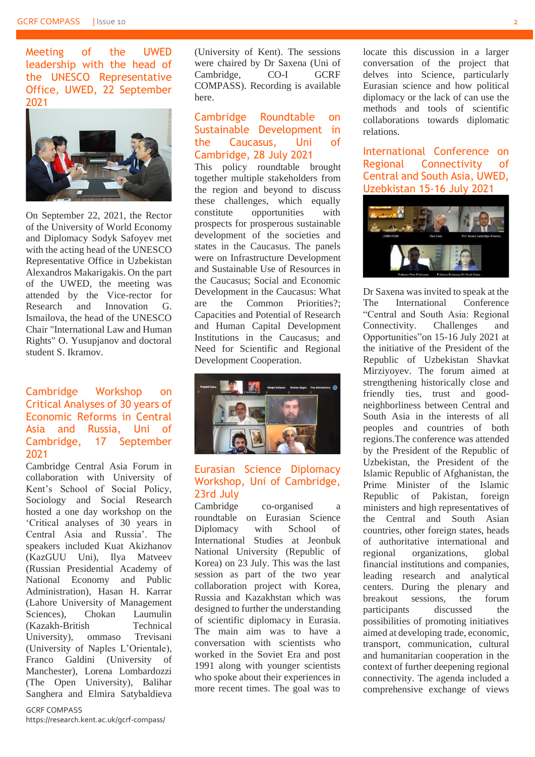## Meeting of the UWED leadership with the head of the UNESCO Representative Office, UWED, 22 September 2021

On September 22, 2021, the Rector of the University of World Economy and Diplomacy Sodyk Safoyev met with the acting head of the UNESCO Representative Office in Uzbekistan Alexandros Makarigakis. On the part of the UWED, the meeting was attended by the Vice-rector for Research and Innovation G. Ismailova, the head of the UNESCO Chair "International Law and Human Rights" O. Yusupjanov and doctoral student S. Ikramov.

## Cambridge Workshop on Critical Analyses of 30 years of Economic Reforms in Central Asia and Russia, Uni of Cambridge, 17 September 2021

Cambridge Central Asia Forum in collaboration with University of Kent's School of Social Policy, Sociology and Social Research hosted a one day workshop on the 'Critical analyses of 30 years in Central Asia and Russia'. The speakers included Kuat Akizhanov (KazGUU Uni), Ilya Matveev (Russian Presidential Academy of National Economy and Public Administration), Hasan H. Karrar (Lahore University of Management Sciences), Chokan Laumulin (Kazakh-British Technical University), ommaso Trevisani (University of Naples L'Orientale), Franco Galdini (University of Manchester), Lorena Lombardozzi (The Open University), Balihar Sanghera and Elmira Satybaldieva (University of Kent). The sessions were chaired by Dr Saxena (Uni of Cambridge, CO-I GCRF COMPASS). Recording is available here.

## Cambridge Roundtable on Sustainable Development in the Caucasus, Uni of Cambridge, 28 July 2021

This policy roundtable brought together multiple stakeholders from the region and beyond to discuss these challenges, which equally constitute opportunities with prospects for prosperous sustainable development of the societies and states in the Caucasus. The panels were on Infrastructure Development and Sustainable Use of Resources in the Caucasus; Social and Economic Development in the Caucasus: What are the Common Priorities?; Capacities and Potential of Research and Human Capital Development Institutions in the Caucasus; and Need for Scientific and Regional Development Cooperation.

## Eurasian Science Diplomacy Workshop, Uni of Cambridge, 23rd July

Cambridge co-organised a roundtable on Eurasian Science Diplomacy with School of International Studies at Jeonbuk National University (Republic of Korea) on 23 July. This was the last session as part of the two year collaboration project with Korea, Russia and Kazakhstan which was designed to further the understanding of scientific diplomacy in Eurasia. The main aim was to have a conversation with scientists who worked in the Soviet Era and post 1991 along with younger scientists who spoke about their experiences in more recent times. The goal was to locate this discussion in a larger conversation of the project that delves into Science, particularly Eurasian science and how political diplomacy or the lack of can use the methods and tools of scientific collaborations towards diplomatic relations.

## International Conference on Regional Connectivity of Central and South Asia, UWED, Uzbekistan 15-16 July 2021

Dr Saxena was invited to speak at the The International Conference "Central and South Asia: Regional Connectivity. Challenges and Opportunities"on 15-16 July 2021 at the initiative of the President of the Republic of Uzbekistan Shavkat Mirziyoyev. The forum aimed at strengthening historically close and friendly ties, trust and good-neighborliness between Central and South Asia in the interests of all peoples and countries of both regions.The conference was attended by the President of the Republic of Uzbekistan, the President of the Islamic Republic of Afghanistan, the Prime Minister of the Islamic Republic of Pakistan, foreign ministers and high representatives of the Central and South Asian countries, other foreign states, heads of authoritative international and regional organizations, global financial institutions and companies, leading research and analytical centers. During the plenary and breakout sessions, the forum participants discussed the possibilities of promoting initiatives aimed at developing trade, economic, transport, communication, cultural and humanitarian cooperation in the context of further deepening regional connectivity. The agenda included a comprehensive exchange of views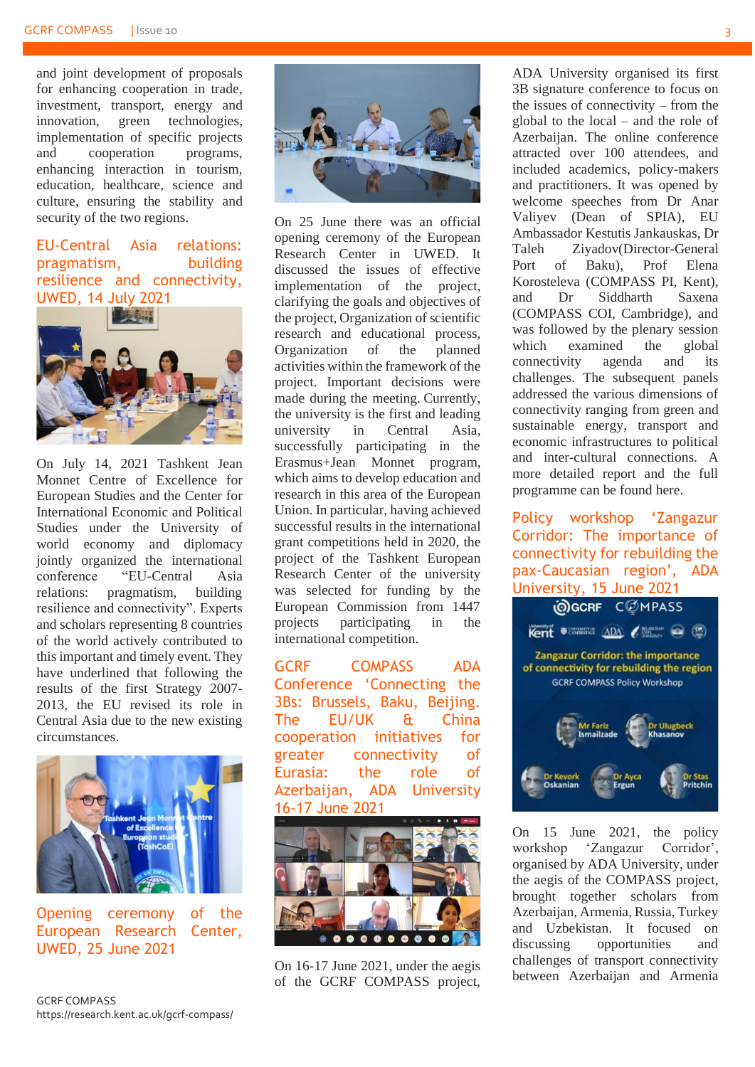and joint development of proposals for enhancing cooperation in trade, investment, transport, energy and innovation, green technologies, implementation of specific projects and cooperation programs, enhancing interaction in tourism, education, healthcare, science and culture, ensuring the stability and security of the two regions.

## EU-Central Asia relations: pragmatism, building resilience and connectivity, UWED, 14 July 2021

On July 14, 2021 Tashkent Jean Monnet Centre of Excellence for European Studies and the Center for International Economic and Political Studies under the University of world economy and diplomacy jointly organized the international conference "EU-Central Asia relations: pragmatism, building resilience and connectivity". Experts and scholars representing 8 countries of the world actively contributed to this important and timely event. They have underlined that following the results of the first Strategy 2007-2013, the EU revised its role in Central Asia due to the new existing circumstances.

## Opening ceremony of the European Research Center, UWED, 25 June 2021

On 25 June there was an official opening ceremony of the European Research Center in UWED. It discussed the issues of effective implementation of the project, clarifying the goals and objectives of the project, Organization of scientific research and educational process, Organization of the planned activities within the framework of the project. Important decisions were made during the meeting. Currently, the university is the first and leading university in Central Asia, successfully participating in the Erasmus+Jean Monnet program, which aims to develop education and research in this area of the European Union. In particular, having achieved successful results in the international grant competitions held in 2020, the project of the Tashkent European Research Center of the university was selected for funding by the European Commission from 1447 projects participating in the international competition.

## GCRF COMPASS ADA Conference 'Connecting the 3Bs: Brussels, Baku, Beijing. The EU/UK & China cooperation initiatives for greater connectivity of Eurasia: the role of Azerbaijan, ADA University 16-17 June 2021

On 16-17 June 2021, under the aegis of the GCRF COMPASS project, ADA University organised its first 3B signature conference to focus on the issues of connectivity – from the global to the local – and the role of Azerbaijan. The online conference attracted over 100 attendees, and included academics, policy-makers and practitioners. It was opened by welcome speeches from Dr Anar Valiyev (Dean of SPIA), EU Ambassador Kestutis Jankauskas, Dr Taleh Ziyadov(Director-General Port of Baku), Prof Elena Korosteleva (COMPASS PI, Kent), and Dr Siddharth Saxena (COMPASS COI, Cambridge), and was followed by the plenary session which examined the global connectivity agenda and its challenges. The subsequent panels addressed the various dimensions of connectivity ranging from green and sustainable energy, transport and economic infrastructures to political and inter-cultural connections. A more detailed report and the full programme can be found here.

## Policy workshop 'Zangazur Corridor: The importance of connectivity for rebuilding the pax-Caucasian region', ADA University, 15 June 2021

On 15 June 2021, the policy workshop 'Zangazur Corridor', organised by ADA University, under the aegis of the COMPASS project, brought together scholars from Azerbaijan, Armenia, Russia, Turkey and Uzbekistan. It focused on discussing opportunities and challenges of transport connectivity between Azerbaijan and Armenia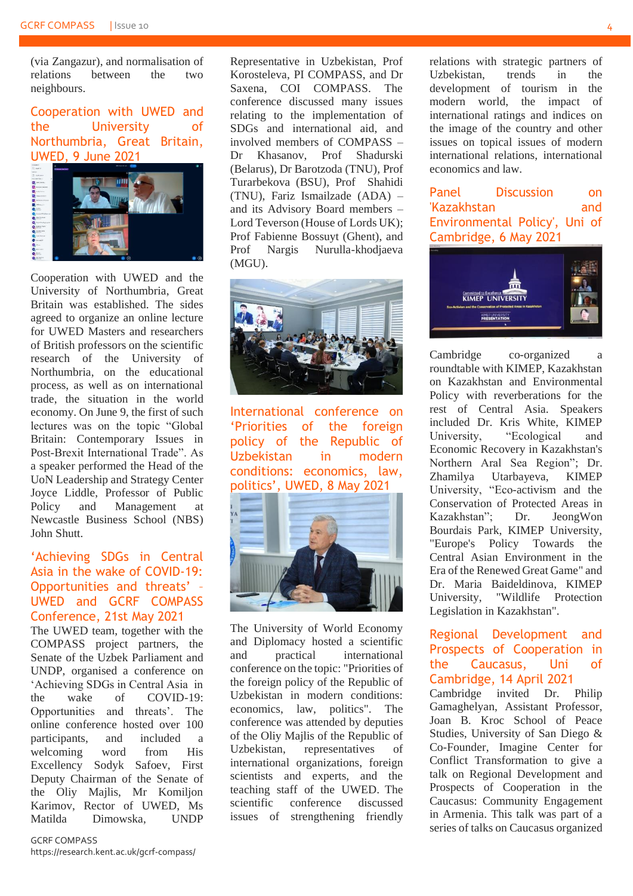(via Zangazur), and normalisation of relations between the two neighbours.

## Cooperation with UWED and the University of Northumbria, Great Britain, UWED, 9 June 2021

Cooperation with UWED and the University of Northumbria, Great Britain was established. The sides agreed to organize an online lecture for UWED Masters and researchers of British professors on the scientific research of the University of Northumbria, on the educational process, as well as on international trade, the situation in the world economy. On June 9, the first of such lectures was on the topic "Global Britain: Contemporary Issues in Post-Brexit International Trade". As a speaker performed the Head of the UoN Leadership and Strategy Center Joyce Liddle, Professor of Public Policy and Management at Newcastle Business School (NBS) John Shutt.

## 'Achieving SDGs in Central Asia in the wake of COVID-19: Opportunities and threats' – UWED and GCRF COMPASS Conference, 21st May 2021

The UWED team, together with the COMPASS project partners, the Senate of the Uzbek Parliament and UNDP, organised a conference on 'Achieving SDGs in Central Asia in the wake of COVID-19: Opportunities and threats'. The online conference hosted over 100 participants, and included a welcoming word from His Excellency Sodyk Safoev, First Deputy Chairman of the Senate of the Oliy Majlis, Mr Komiljon Karimov, Rector of UWED, Ms Matilda Dimowska, UNDP Representative in Uzbekistan, Prof Korosteleva, PI COMPASS, and Dr Saxena, COI COMPASS. The conference discussed many issues relating to the implementation of SDGs and international aid, and involved members of COMPASS – Dr Khasanov, Prof Shadurski (Belarus), Dr Barotzoda (TNU), Prof Turarbekova (BSU), Prof Shahidi (TNU), Fariz Ismailzade (ADA) – and its Advisory Board members – Lord Teverson (House of Lords UK); Prof Fabienne Bossuyt (Ghent), and Prof Nargis Nurulla-khodjaeva (MGU).

## International conference on 'Priorities of the foreign policy of the Republic of Uzbekistan in modern conditions: economics, law, politics', UWED, 8 May 2021

The University of World Economy and Diplomacy hosted a scientific and practical international conference on the topic: "Priorities of the foreign policy of the Republic of Uzbekistan in modern conditions: economics, law, politics". The conference was attended by deputies of the Oliy Majlis of the Republic of Uzbekistan, representatives of international organizations, foreign scientists and experts, and the teaching staff of the UWED. The scientific conference discussed issues of strengthening friendly relations with strategic partners of Uzbekistan, trends in the development of tourism in the modern world, the impact of international ratings and indices on the image of the country and other issues on topical issues of modern international relations, international economics and law.

## Panel Discussion on 'Kazakhstan and Environmental Policy', Uni of Cambridge, 6 May 2021

Cambridge co-organized a roundtable with KIMEP, Kazakhstan on Kazakhstan and Environmental Policy with reverberations for the rest of Central Asia. Speakers included Dr. Kris White, KIMEP University, "Ecological and Economic Recovery in Kazakhstan's Northern Aral Sea Region"; Dr. Zhamilya Utarbayeva, KIMEP University, "Eco-activism and the Conservation of Protected Areas in Kazakhstan"; Dr. JeongWon Bourdais Park, KIMEP University, "Europe's Policy Towards the Central Asian Environment in the Era of the Renewed Great Game" and Dr. Maria Baideldinova, KIMEP University, "Wildlife Protection Legislation in Kazakhstan".

## Regional Development and Prospects of Cooperation in the Caucasus, Uni of Cambridge, 14 April 2021

Cambridge invited Dr. Philip Gamaghelyan, Assistant Professor, Joan B. Kroc School of Peace Studies, University of San Diego & Co-Founder, Imagine Center for Conflict Transformation to give a talk on Regional Development and Prospects of Cooperation in the Caucasus: Community Engagement in Armenia. This talk was part of a series of talks on Caucasus organized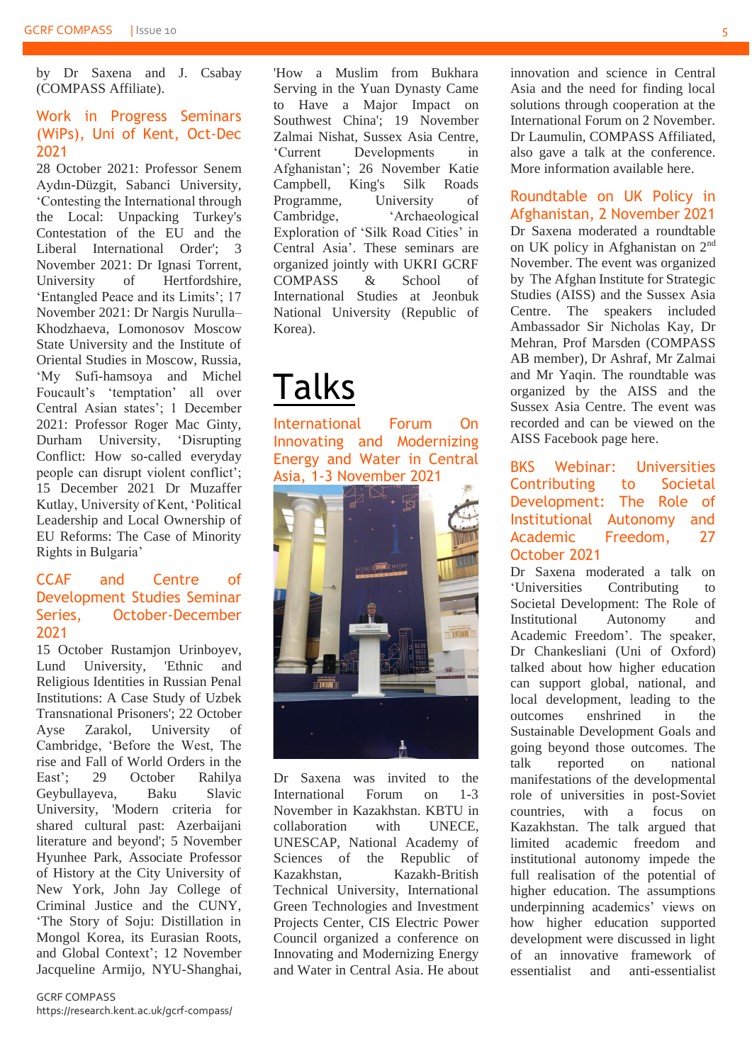by Dr Saxena and J. Csabay (COMPASS Affiliate).

### Work in Progress Seminars (WiPs), Uni of Kent, Oct-Dec 2021

28 October 2021: Professor Senem Aydın-Düzgit, Sabanci University, 'Contesting the International through the Local: Unpacking Turkey's Contestation of the EU and the Liberal International Order'; 3 November 2021: Dr Ignasi Torrent, University of Hertfordshire, 'Entangled Peace and its Limits'; 17 November 2021: Dr Nargis Nurulla–Khodzhaeva, Lomonosov Moscow State University and the Institute of Oriental Studies in Moscow, Russia, 'My Sufi-hamsoya and Michel Foucault's 'temptation' all over Central Asian states'; 1 December 2021: Professor Roger Mac Ginty, Durham University, 'Disrupting Conflict: How so-called everyday people can disrupt violent conflict'; 15 December 2021 Dr Muzaffer Kutlay, University of Kent, 'Political Leadership and Local Ownership of EU Reforms: The Case of Minority Rights in Bulgaria'

### CCAF and Centre of Development Studies Seminar Series, October-December 2021

15 October Rustamjon Urinboyev, Lund University, 'Ethnic and Religious Identities in Russian Penal Institutions: A Case Study of Uzbek Transnational Prisoners'; 22 October Ayse Zarakol, University of Cambridge, 'Before the West, The rise and Fall of World Orders in the East'; 29 October Rahilya Geybullayeva, Baku Slavic University, 'Modern criteria for shared cultural past: Azerbaijani literature and beyond'; 5 November Hyunhee Park, Associate Professor of History at the City University of New York, John Jay College of Criminal Justice and the CUNY, 'The Story of Soju: Distillation in Mongol Korea, its Eurasian Roots, and Global Context'; 12 November Jacqueline Armijo, NYU-Shanghai, 'How a Muslim from Bukhara Serving in the Yuan Dynasty Came to Have a Major Impact on Southwest China'; 19 November Zalmai Nishat, Sussex Asia Centre, 'Current Developments in Afghanistan'; 26 November Katie Campbell, King's Silk Roads Programme, University of Cambridge, 'Archaeological Exploration of 'Silk Road Cities' in Central Asia'. These seminars are organized jointly with UKRI GCRF COMPASS & School of International Studies at Jeonbuk National University (Republic of Korea).

# Talks

### International Forum On Innovating and Modernizing Energy and Water in Central Asia, 1-3 November 2021

Dr Saxena was invited to the International Forum on 1-3 November in Kazakhstan. KBTU in collaboration with UNECE, UNESCAP, National Academy of Sciences of the Republic of Kazakhstan, Kazakh-British Technical University, International Green Technologies and Investment Projects Center, CIS Electric Power Council organized a conference on Innovating and Modernizing Energy and Water in Central Asia. He about innovation and science in Central Asia and the need for finding local solutions through cooperation at the International Forum on 2 November. Dr Laumulin, COMPASS Affiliated, also gave a talk at the conference. More information available here.

### Roundtable on UK Policy in Afghanistan, 2 November 2021

Dr Saxena moderated a roundtable on UK policy in Afghanistan on 2nd November. The event was organized by The Afghan Institute for Strategic Studies (AISS) and the Sussex Asia Centre. The speakers included Ambassador Sir Nicholas Kay, Dr Mehran, Prof Marsden (COMPASS AB member), Dr Ashraf, Mr Zalmai and Mr Yaqin. The roundtable was organized by the AISS and the Sussex Asia Centre. The event was recorded and can be viewed on the AISS Facebook page here.

### BKS Webinar: Universities Contributing to Societal Development: The Role of Institutional Autonomy and Academic Freedom, 27 October 2021

Dr Saxena moderated a talk on 'Universities Contributing to Societal Development: The Role of Institutional Autonomy and Academic Freedom'. The speaker, Dr Chankesliani (Uni of Oxford) talked about how higher education can support global, national, and local development, leading to the outcomes enshrined in the Sustainable Development Goals and going beyond those outcomes. The talk reported on national manifestations of the developmental role of universities in post-Soviet countries, with a focus on Kazakhstan. The talk argued that limited academic freedom and institutional autonomy impede the full realisation of the potential of higher education. The assumptions underpinning academics' views on how higher education supported development were discussed in light of an innovative framework of essentialist and anti-essentialist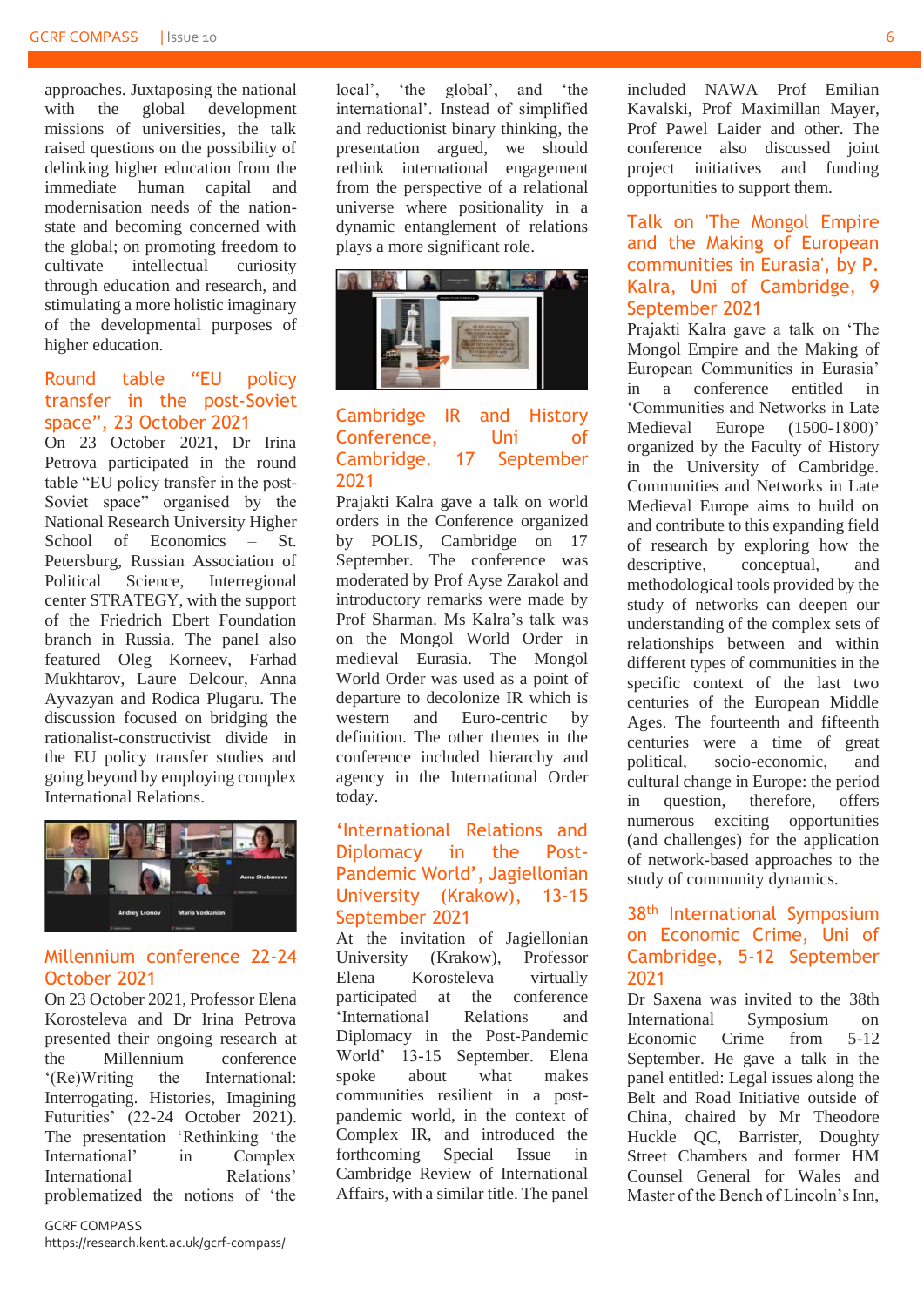approaches. Juxtaposing the national with the global development missions of universities, the talk raised questions on the possibility of delinking higher education from the immediate human capital and modernisation needs of the nation-state and becoming concerned with the global; on promoting freedom to cultivate intellectual curiosity through education and research, and stimulating a more holistic imaginary of the developmental purposes of higher education.

## Round table "EU policy transfer in the post-Soviet space", 23 October 2021

On 23 October 2021, Dr Irina Petrova participated in the round table "EU policy transfer in the post-Soviet space" organised by the National Research University Higher School of Economics – St. Petersburg, Russian Association of Political Science, Interregional center STRATEGY, with the support of the Friedrich Ebert Foundation branch in Russia. The panel also featured Oleg Korneev, Farhad Mukhtarov, Laure Delcour, Anna Ayvazyan and Rodica Plugaru. The discussion focused on bridging the rationalist-constructivist divide in the EU policy transfer studies and going beyond by employing complex International Relations.

## Millennium conference 22-24 October 2021

On 23 October 2021, Professor Elena Korosteleva and Dr Irina Petrova presented their ongoing research at the Millennium conference '(Re)Writing the International: Interrogating. Histories, Imaging Futurities' (22-24 October 2021). The presentation 'Rethinking 'the International' in Complex International Relations' problematized the notions of 'the local', 'the global', and 'the international'. Instead of simplified and reductionist binary thinking, the presentation argued, we should rethink international engagement from the perspective of a relational universe where positionality in a dynamic entanglement of relations plays a more significant role.

## Cambridge IR and History Conference, Uni of Cambridge. 17 September 2021

Prajakti Kalra gave a talk on world orders in the Conference organized by POLIS, Cambridge on 17 September. The conference was moderated by Prof Ayse Zarakol and introductory remarks were made by Prof Sharman. Ms Kalra's talk was on the Mongol World Order in medieval Eurasia. The Mongol World Order was used as a point of departure to decolonize IR which is western and Euro-centric by definition. The other themes in the conference included hierarchy and agency in the International Order today.

## 'International Relations and Diplomacy in the Post-Pandemic World', Jagiellonian University (Krakow), 13-15 September 2021

At the invitation of Jagiellonian University (Krakow), Professor Elena Korosteleva virtually participated at the conference 'International Relations and Diplomacy in the Post-Pandemic World' 13-15 September. Elena spoke about what makes communities resilient in a post-pandemic world, in the context of Complex IR, and introduced the forthcoming Special Issue in Cambridge Review of International Affairs, with a similar title. The panel included NAWA Prof Emilian Kavalski, Prof Maximillan Mayer, Prof Pawel Laider and other. The conference also discussed joint project initiatives and funding opportunities to support them.

## Talk on 'The Mongol Empire and the Making of European communities in Eurasia', by P. Kalra, Uni of Cambridge, 9 September 2021

Prajakti Kalra gave a talk on 'The Mongol Empire and the Making of European Communities in Eurasia' in a conference entitled in 'Communities and Networks in Late Medieval Europe (1500-1800)' organized by the Faculty of History in the University of Cambridge. Communities and Networks in Late Medieval Europe aims to build on and contribute to this expanding field of research by exploring how the descriptive, conceptual, and methodological tools provided by the study of networks can deepen our understanding of the complex sets of relationships between and within different types of communities in the specific context of the last two centuries of the European Middle Ages. The fourteenth and fifteenth centuries were a time of great political, socio-economic, and cultural change in Europe: the period in question, therefore, offers numerous exciting opportunities (and challenges) for the application of network-based approaches to the study of community dynamics.

## 38th International Symposium on Economic Crime, Uni of Cambridge, 5-12 September 2021

Dr Saxena was invited to the 38th International Symposium on Economic Crime from 5-12 September. He gave a talk in the panel entitled: Legal issues along the Belt and Road Initiative outside of China, chaired by Mr Theodore Huckle QC, Barrister, Doughty Street Chambers and former HM Counsel General for Wales and Master of the Bench of Lincoln's Inn,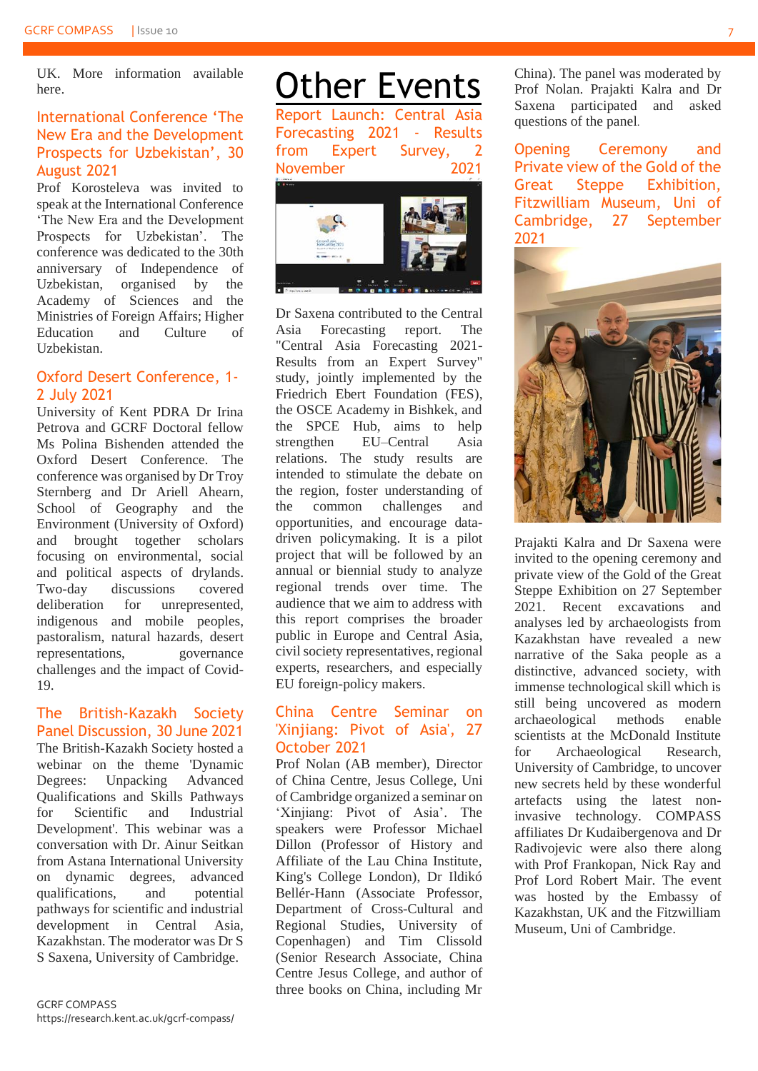UK. More information available here.

## International Conference 'The New Era and the Development Prospects for Uzbekistan', 30 August 2021

Prof Korosteleva was invited to speak at the International Conference 'The New Era and the Development Prospects for Uzbekistan'. The conference was dedicated to the 30th anniversary of Independence of Uzbekistan, organised by the Academy of Sciences and the Ministries of Foreign Affairs; Higher Education and Culture of Uzbekistan.

## Oxford Desert Conference, 1-2 July 2021

University of Kent PDRA Dr Irina Petrova and GCRF Doctoral fellow Ms Polina Bishenden attended the Oxford Desert Conference. The conference was organised by Dr Troy Sternberg and Dr Ariell Ahearn, School of Geography and the Environment (University of Oxford) and brought together scholars focusing on environmental, social and political aspects of drylands. Two-day discussions covered deliberation for unrepresented, indigenous and mobile peoples, pastoralism, natural hazards, desert representations, governance challenges and the impact of Covid-19.

## The British-Kazakh Society Panel Discussion, 30 June 2021

The British-Kazakh Society hosted a webinar on the theme 'Dynamic Degrees: Unpacking Advanced Qualifications and Skills Pathways for Scientific and Industrial Development'. This webinar was a conversation with Dr. Ainur Seitkan from Astana International University on dynamic degrees, advanced qualifications, and potential pathways for scientific and industrial development in Central Asia, Kazakhstan. The moderator was Dr S S Saxena, University of Cambridge.

# Other Events

## Report Launch: Central Asia Forecasting 2021 - Results from Expert Survey, 2 November 2021

Dr Saxena contributed to the Central Asia Forecasting report. The "Central Asia Forecasting 2021-Results from an Expert Survey" study, jointly implemented by the Friedrich Ebert Foundation (FES), the OSCE Academy in Bishkek, and the SPCE Hub, aims to help strengthen EU–Central Asia relations. The study results are intended to stimulate the debate on the region, foster understanding of the common challenges and opportunities, and encourage data-driven policymaking. It is a pilot project that will be followed by an annual or biennial study to analyze regional trends over time. The audience that we aim to address with this report comprises the broader public in Europe and Central Asia, civil society representatives, regional experts, researchers, and especially EU foreign-policy makers.

## China Centre Seminar on 'Xinjiang: Pivot of Asia', 27 October 2021

Prof Nolan (AB member), Director of China Centre, Jesus College, Uni of Cambridge organized a seminar on 'Xinjiang: Pivot of Asia'. The speakers were Professor Michael Dillon (Professor of History and Affiliate of the Lau China Institute, King's College London), Dr Ildikó Bellér-Hann (Associate Professor, Department of Cross-Cultural and Regional Studies, University of Copenhagen) and Tim Clissold (Senior Research Associate, China Centre Jesus College, and author of three books on China, including Mr China). The panel was moderated by Prof Nolan. Prajakti Kalra and Dr Saxena participated and asked questions of the panel.

## Opening Ceremony and Private view of the Gold of the Great Steppe Exhibition, Fitzwilliam Museum, Uni of Cambridge, 27 September 2021

Prajakti Kalra and Dr Saxena were invited to the opening ceremony and private view of the Gold of the Great Steppe Exhibition on 27 September 2021. Recent excavations and analyses led by archaeologists from Kazakhstan have revealed a new narrative of the Saka people as a distinctive, advanced society, with immense technological skill which is still being uncovered as modern archaeological methods enable scientists at the McDonald Institute for Archaeological Research, University of Cambridge, to uncover new secrets held by these wonderful artefacts using the latest non-invasive technology. COMPASS affiliates Dr Kudaibergenova and Dr Radivojevic were also there along with Prof Frankopan, Nick Ray and Prof Lord Robert Mair. The event was hosted by the Embassy of Kazakhstan, UK and the Fitzwilliam Museum, Uni of Cambridge.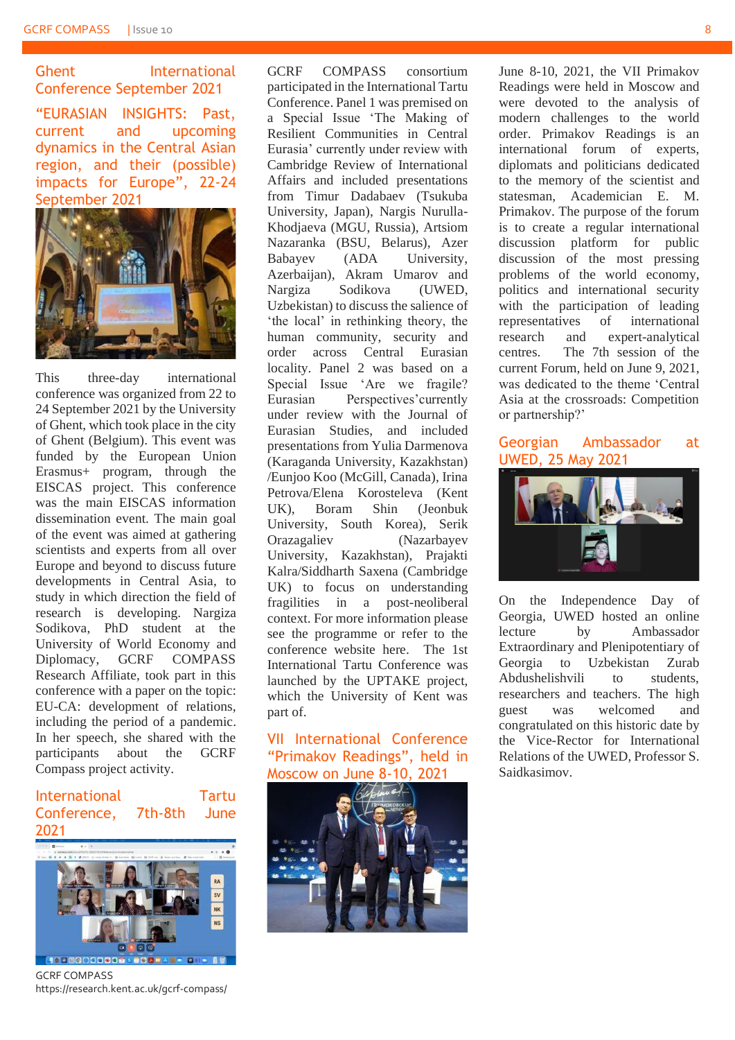## Ghent International Conference September 2021

## "EURASIAN INSIGHTS: Past, current and upcoming dynamics in the Central Asian region, and their (possible) impacts for Europe", 22-24 September 2021

This three-day international conference was organized from 22 to 24 September 2021 by the University of Ghent, which took place in the city of Ghent (Belgium). This event was funded by the European Union Erasmus+ program, through the EISCAS project. This conference was the main EISCAS information dissemination event. The main goal of the event was aimed at gathering scientists and experts from all over Europe and beyond to discuss future developments in Central Asia, to study in which direction the field of research is developing. Nargiza Sodikova, PhD student at the University of World Economy and Diplomacy, GCRF COMPASS Research Affiliate, took part in this conference with a paper on the topic: EU-CA: development of relations, including the period of a pandemic. In her speech, she shared with the participants about the GCRF Compass project activity.

## International Tartu Conference, 7th-8th June 2021

GCRF COMPASS consortium participated in the International Tartu Conference. Panel 1 was premised on a Special Issue 'The Making of Resilient Communities in Central Eurasia' currently under review with Cambridge Review of International Affairs and included presentations from Timur Dadabaev (Tsukuba University, Japan), Nargis Nurulla-Khodjaeva (MGU, Russia), Artsiom Nazaranka (BSU, Belarus), Azer Babayev (ADA University, Azerbaijan), Akram Umarov and Nargiza Sodikova (UWED, Uzbekistan) to discuss the salience of 'the local' in rethinking theory, the human community, security and order across Central Eurasian locality. Panel 2 was based on a Special Issue 'Are we fragile? Eurasian Perspectives'currently under review with the Journal of Eurasian Studies, and included presentations from Yulia Darmenova (Karaganda University, Kazakhstan) /Eunjoo Koo (McGill, Canada), Irina Petrova/Elena Korosteleva (Kent UK), Boram Shin (Jeonbuk University, South Korea), Serik Orazagaliev (Nazarbayev University, Kazakhstan), Prajakti Kalra/Siddharth Saxena (Cambridge UK) to focus on understanding fragilities in a post-neoliberal context. For more information please see the programme or refer to the conference website here. The 1st International Tartu Conference was launched by the UPTAKE project, which the University of Kent was part of.

## VII International Conference "Primakov Readings", held in Moscow on June 8-10, 2021

June 8-10, 2021, the VII Primakov Readings were held in Moscow and were devoted to the analysis of modern challenges to the world order. Primakov Readings is an international forum of experts, diplomats and politicians dedicated to the memory of the scientist and statesman, Academician E. M. Primakov. The purpose of the forum is to create a regular international discussion platform for public discussion of the most pressing problems of the world economy, politics and international security with the participation of leading representatives of international research and expert-analytical centres. The 7th session of the current Forum, held on June 9, 2021, was dedicated to the theme 'Central Asia at the crossroads: Competition or partnership?'

## Georgian Ambassador at UWED, 25 May 2021

On the Independence Day of Georgia, UWED hosted an online lecture by Ambassador Extraordinary and Plenipotentiary of Georgia to Uzbekistan Zurab Abdushelishvili to students, researchers and teachers. The high guest was welcomed and congratulated on this historic date by the Vice-Rector for International Relations of the UWED, Professor S. Saidkasimov.

GCRF COMPASS
https://research.kent.ac.uk/gcrf-compass/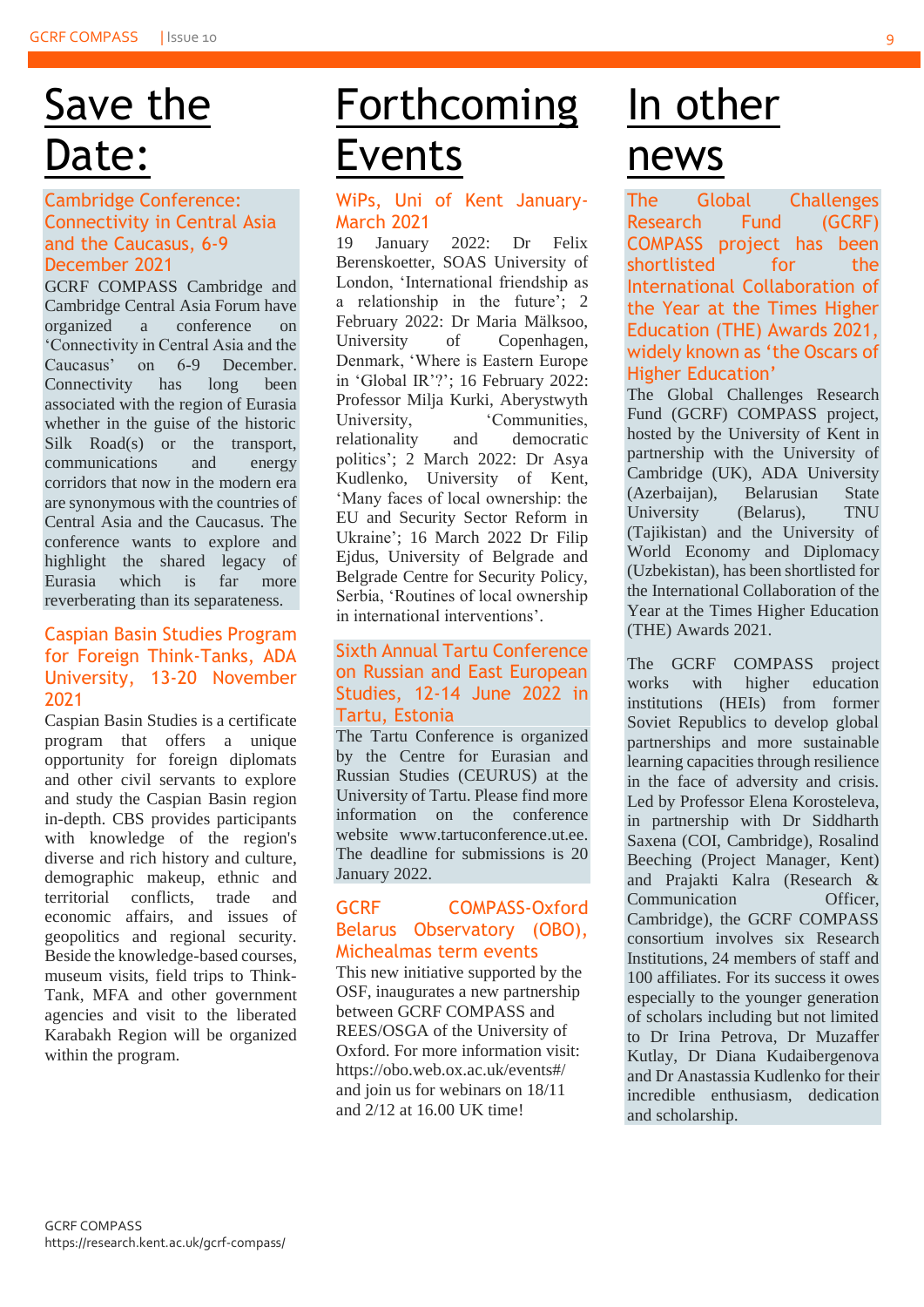# Save the Date:

### Cambridge Conference: Connectivity in Central Asia and the Caucasus, 6-9 December 2021

GCRF COMPASS Cambridge and Cambridge Central Asia Forum have organized a conference on 'Connectivity in Central Asia and the Caucasus' on 6-9 December. Connectivity has long been associated with the region of Eurasia whether in the guise of the historic Silk Road(s) or the transport, communications and energy corridors that now in the modern era are synonymous with the countries of Central Asia and the Caucasus. The conference wants to explore and highlight the shared legacy of Eurasia which is far more reverberating than its separateness.

### Caspian Basin Studies Program for Foreign Think-Tanks, ADA University, 13-20 November 2021

Caspian Basin Studies is a certificate program that offers a unique opportunity for foreign diplomats and other civil servants to explore and study the Caspian Basin region in-depth. CBS provides participants with knowledge of the region's diverse and rich history and culture, demographic makeup, ethnic and territorial conflicts, trade and economic affairs, and issues of geopolitics and regional security. Beside the knowledge-based courses, museum visits, field trips to Think-Tank, MFA and other government agencies and visit to the liberated Karabakh Region will be organized within the program.

# Forthcoming Events

### WiPs, Uni of Kent January-March 2021

19 January 2022: Dr Felix Berenskoetter, SOAS University of London, 'International friendship as a relationship in the future'; 2 February 2022: Dr Maria Mälksoo, University of Copenhagen, Denmark, 'Where is Eastern Europe in 'Global IR'?'; 16 February 2022: Professor Milja Kurki, Aberystwyth University, 'Communities, relationality and democratic politics'; 2 March 2022: Dr Asya Kudlenko, University of Kent, 'Many faces of local ownership: the EU and Security Sector Reform in Ukraine'; 16 March 2022 Dr Filip Ejdus, University of Belgrade and Belgrade Centre for Security Policy, Serbia, 'Routines of local ownership in international interventions'.

### Sixth Annual Tartu Conference on Russian and East European Studies, 12-14 June 2022 in Tartu, Estonia

The Tartu Conference is organized by the Centre for Eurasian and Russian Studies (CEURUS) at the University of Tartu. Please find more information on the conference website www.tartuconference.ut.ee. The deadline for submissions is 20 January 2022.

### GCRF COMPASS-Oxford Belarus Observatory (OBO), Michealmas term events

This new initiative supported by the OSF, inaugurates a new partnership between GCRF COMPASS and REES/OSGA of the University of Oxford. For more information visit: https://obo.web.ox.ac.uk/events#/ and join us for webinars on 18/11 and 2/12 at 16.00 UK time!

# In other news

### The Global Challenges Research Fund (GCRF) COMPASS project has been shortlisted for the International Collaboration of the Year at the Times Higher Education (THE) Awards 2021, widely known as 'the Oscars of Higher Education'

The Global Challenges Research Fund (GCRF) COMPASS project, hosted by the University of Kent in partnership with the University of Cambridge (UK), ADA University (Azerbaijan), Belarusian State University (Belarus), TNU (Tajikistan) and the University of World Economy and Diplomacy (Uzbekistan), has been shortlisted for the International Collaboration of the Year at the Times Higher Education (THE) Awards 2021.

The GCRF COMPASS project works with higher education institutions (HEIs) from former Soviet Republics to develop global partnerships and more sustainable learning capacities through resilience in the face of adversity and crisis. Led by Professor Elena Korosteleva, in partnership with Dr Siddharth Saxena (COI, Cambridge), Rosalind Beeching (Project Manager, Kent) and Prajakti Kalra (Research & Communication Officer, Cambridge), the GCRF COMPASS consortium involves six Research Institutions, 24 members of staff and 100 affiliates. For its success it owes especially to the younger generation of scholars including but not limited to Dr Irina Petrova, Dr Muzaffer Kutlay, Dr Diana Kudaibergenova and Dr Anastassia Kudlenko for their incredible enthusiasm, dedication and scholarship.

GCRF COMPASS
https://research.kent.ac.uk/gcrf-compass/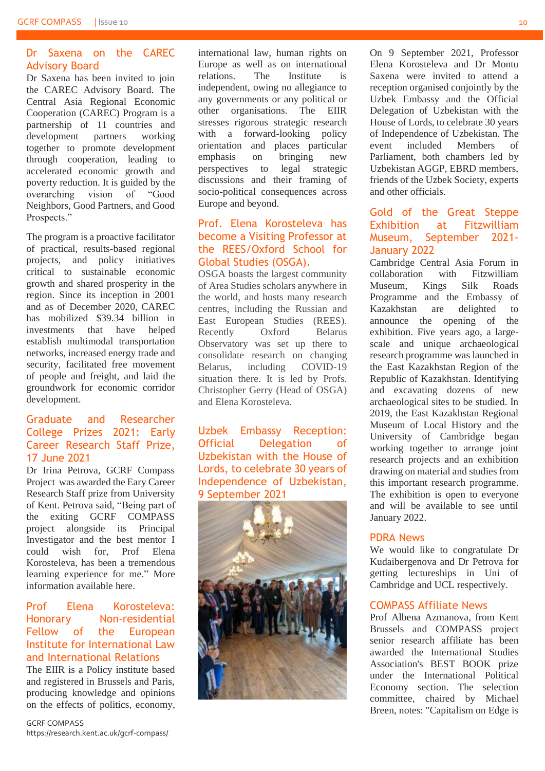## Dr Saxena on the CAREC Advisory Board

Dr Saxena has been invited to join the CAREC Advisory Board. The Central Asia Regional Economic Cooperation (CAREC) Program is a partnership of 11 countries and development partners working together to promote development through cooperation, leading to accelerated economic growth and poverty reduction. It is guided by the overarching vision of "Good Neighbors, Good Partners, and Good Prospects."

The program is a proactive facilitator of practical, results-based regional projects, and policy initiatives critical to sustainable economic growth and shared prosperity in the region. Since its inception in 2001 and as of December 2020, CAREC has mobilized $39.34 billion in investments that have helped establish multimodal transportation networks, increased energy trade and security, facilitated free movement of people and freight, and laid the groundwork for economic corridor development.

## Graduate and Researcher College Prizes 2021: Early Career Research Staff Prize, 17 June 2021

Dr Irina Petrova, GCRF Compass Project was awarded the Eary Career Research Staff prize from University of Kent. Petrova said, "Being part of the exiting GCRF COMPASS project alongside its Principal Investigator and the best mentor I could wish for, Prof Elena Korosteleva, has been a tremendous learning experience for me." More information available here.

## Prof Elena Korosteleva: Honorary Non-residential Fellow of the European Institute for International Law and International Relations

The EIIR is a Policy institute based and registered in Brussels and Paris, producing knowledge and opinions on the effects of politics, economy, international law, human rights on Europe as well as on international relations. The Institute is independent, owing no allegiance to any governments or any political or other organisations. The EIIR stresses rigorous strategic research with a forward-looking policy orientation and places particular emphasis on bringing new perspectives to legal strategic discussions and their framing of socio-political consequences across Europe and beyond.

## Prof. Elena Korosteleva has become a Visiting Professor at the REES/Oxford School for Global Studies (OSGA).

OSGA boasts the largest community of Area Studies scholars anywhere in the world, and hosts many research centres, including the Russian and East European Studies (REES). Recently Oxford Belarus Observatory was set up there to consolidate research on changing Belarus, including COVID-19 situation there. It is led by Profs. Christopher Gerry (Head of OSGA) and Elena Korosteleva.

## Uzbek Embassy Reception: Official Delegation of Uzbekistan with the House of Lords, to celebrate 30 years of Independence of Uzbekistan, 9 September 2021

On 9 September 2021, Professor Elena Korosteleva and Dr Montu Saxena were invited to attend a reception organised conjointly by the Uzbek Embassy and the Official Delegation of Uzbekistan with the House of Lords, to celebrate 30 years of Independence of Uzbekistan. The event included Members of Parliament, both chambers led by Uzbekistan AGGP, EBRD members, friends of the Uzbek Society, experts and other officials.

## Gold of the Great Steppe Exhibition at Fitzwilliam Museum, September 2021-January 2022

Cambridge Central Asia Forum in collaboration with Fitzwilliam Museum, Kings Silk Roads Programme and the Embassy of Kazakhstan are delighted to announce the opening of the exhibition. Five years ago, a large-scale and unique archaeological research programme was launched in the East Kazakhstan Region of the Republic of Kazakhstan. Identifying and excavating dozens of new archaeological sites to be studied. In 2019, the East Kazakhstan Regional Museum of Local History and the University of Cambridge began working together to arrange joint research projects and an exhibition drawing on material and studies from this important research programme. The exhibition is open to everyone and will be available to see until January 2022.

## PDRA News

We would like to congratulate Dr Kudaibergenova and Dr Petrova for getting lectureships in Uni of Cambridge and UCL respectively.

## COMPASS Affiliate News

Prof Albena Azmanova, from Kent Brussels and COMPASS project senior research affiliate has been awarded the International Studies Association's BEST BOOK prize under the International Political Economy section. The selection committee, chaired by Michael Breen, notes: "Capitalism on Edge is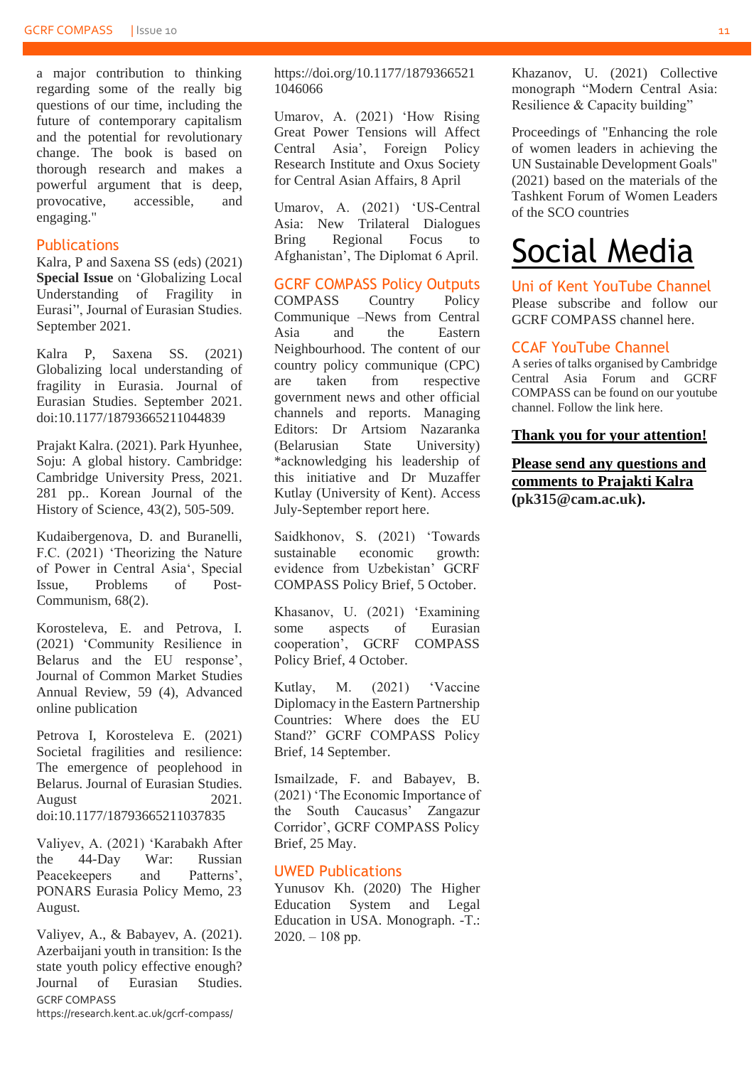a major contribution to thinking regarding some of the really big questions of our time, including the future of contemporary capitalism and the potential for revolutionary change. The book is based on thorough research and makes a powerful argument that is deep, provocative, accessible, and engaging."

## Publications

Kalra, P and Saxena SS (eds) (2021) **Special Issue** on 'Globalizing Local Understanding of Fragility in Eurasi'', Journal of Eurasian Studies. September 2021.

Kalra P, Saxena SS. (2021) Globalizing local understanding of fragility in Eurasia. Journal of Eurasian Studies. September 2021. doi:10.1177/18793665211044839

Prajakt Kalra. (2021). Park Hyunhee, Soju: A global history. Cambridge: Cambridge University Press, 2021. 281 pp.. Korean Journal of the History of Science, 43(2), 505-509.

Kudaibergenova, D. and Buranelli, F.C. (2021) 'Theorizing the Nature of Power in Central Asia', Special Issue, Problems of Post-Communism, 68(2).

Korosteleva, E. and Petrova, I. (2021) 'Community Resilience in Belarus and the EU response', Journal of Common Market Studies Annual Review, 59 (4), Advanced online publication

Petrova I, Korosteleva E. (2021) Societal fragilities and resilience: The emergence of peoplehood in Belarus. Journal of Eurasian Studies. August 2021. doi:10.1177/18793665211037835

Valiyev, A. (2021) 'Karabakh After the 44-Day War: Russian Peacekeepers and Patterns', PONARS Eurasia Policy Memo, 23 August.

Valiyev, A., & Babayev, A. (2021). Azerbaijani youth in transition: Is the state youth policy effective enough? Journal of Eurasian Studies. https://doi.org/10.1177/1879366521 1046066

Umarov, A. (2021) 'How Rising Great Power Tensions will Affect Central Asia', Foreign Policy Research Institute and Oxus Society for Central Asian Affairs, 8 April

Umarov, A. (2021) 'US-Central Asia: New Trilateral Dialogues Bring Regional Focus to Afghanistan', The Diplomat 6 April.

## GCRF COMPASS Policy Outputs

COMPASS Country Policy Communique –News from Central Asia and the Eastern Neighbourhood. The content of our country policy communique (CPC) are taken from respective government news and other official channels and reports. Managing Editors: Dr Artsiom Nazaranka (Belarusian State University) *acknowledging his leadership of this initiative and Dr Muzaffer Kutlay (University of Kent). Access July-September report here.

Saidkhonov, S. (2021) 'Towards sustainable economic growth: evidence from Uzbekistan' GCRF COMPASS Policy Brief, 5 October.

Khasanov, U. (2021) 'Examining some aspects of Eurasian cooperation', GCRF COMPASS Policy Brief, 4 October.

Kutlay, M. (2021) 'Vaccine Diplomacy in the Eastern Partnership Countries: Where does the EU Stand?' GCRF COMPASS Policy Brief, 14 September.

Ismailzade, F. and Babayev, B. (2021) 'The Economic Importance of the South Caucasus' Zangazur Corridor', GCRF COMPASS Policy Brief, 25 May.

## UWED Publications

Yunusov Kh. (2020) The Higher Education System and Legal Education in USA. Monograph. -T.: 2020. – 108 pp.

Khazanov, U. (2021) Collective monograph "Modern Central Asia: Resilience & Capacity building"

Proceedings of "Enhancing the role of women leaders in achieving the UN Sustainable Development Goals" (2021) based on the materials of the Tashkent Forum of Women Leaders of the SCO countries

# Social Media

## Uni of Kent YouTube Channel

Please subscribe and follow our GCRF COMPASS channel here.

## CCAF YouTube Channel

A series of talks organised by Cambridge Central Asia Forum and GCRF COMPASS can be found on our youtube channel. Follow the link here.

**Thank you for your attention!**

**Please send any questions and comments to Prajakti Kalra (pk315@cam.ac.uk).**